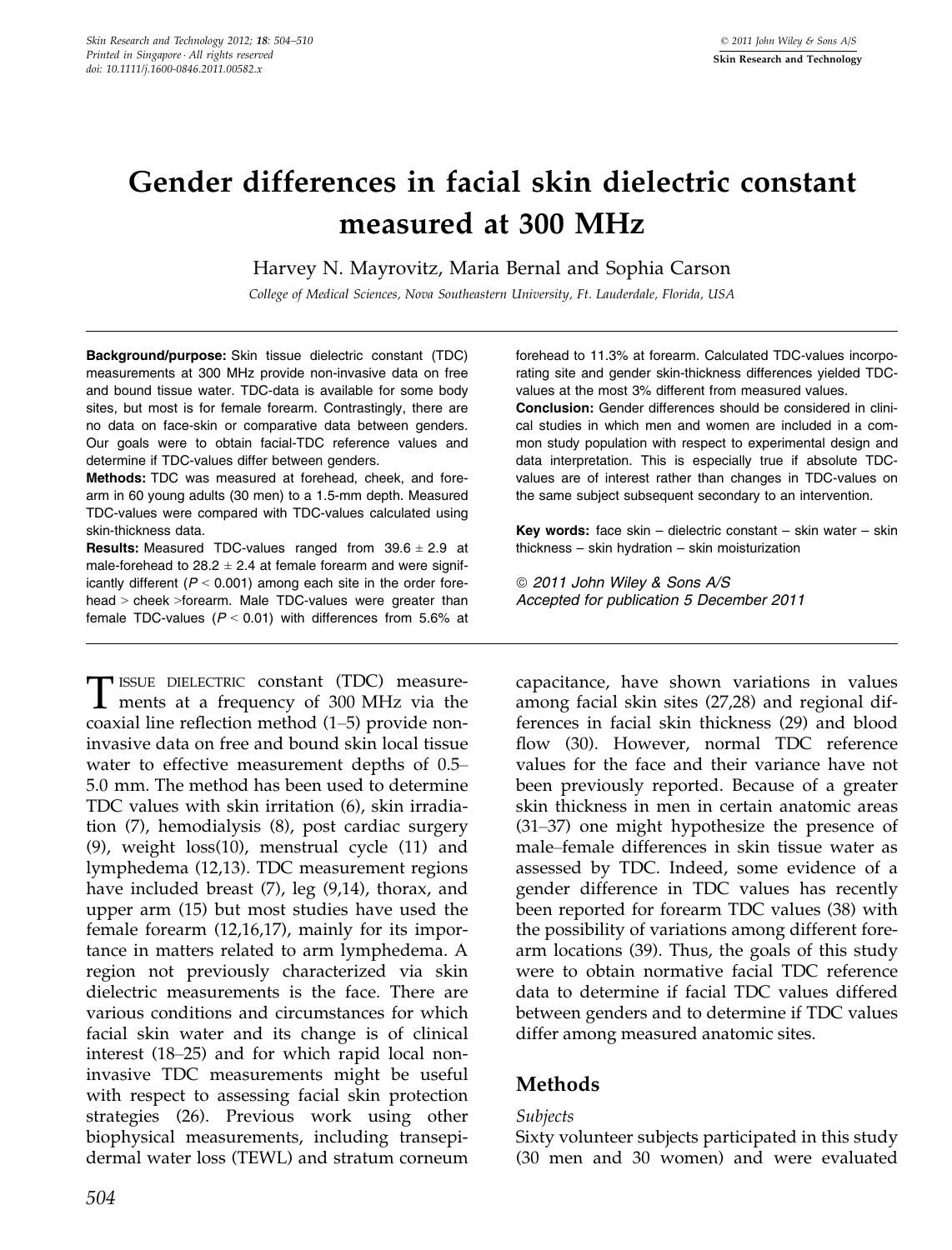# Gender differences in facial skin dielectric constant measured at 300 MHz

Harvey N. Mayrovitz, Maria Bernal and Sophia Carson

*College of Medical Sciences, Nova Southeastern University, Ft. Lauderdale, Florida, USA*

**Background/purpose:** Skin tissue dielectric constant (TDC) measurements at 300 MHz provide non-invasive data on free and bound tissue water. TDC-data is available for some body sites, but most is for female forearm. Contrastingly, there are no data on face-skin or comparative data between genders. Our goals were to obtain facial-TDC reference values and determine if TDC-values differ between genders.

**Methods:** TDC was measured at forehead, cheek, and forearm in 60 young adults (30 men) to a 1.5-mm depth. Measured TDC-values were compared with TDC-values calculated using skin-thickness data.

**Results:** Measured TDC-values ranged from 39.6 ± 2.9 at male-forehead to 28.2 ± 2.4 at female forearm and were significantly different ($P < 0.001$) among each site in the order forehead > cheek >forearm. Male TDC-values were greater than female TDC-values ($P < 0.01$) with differences from 5.6% at forehead to 11.3% at forearm. Calculated TDC-values incorporating site and gender skin-thickness differences yielded TDC-values at the most 3% different from measured values.

**Conclusion:** Gender differences should be considered in clinical studies in which men and women are included in a common study population with respect to experimental design and data interpretation. This is especially true if absolute TDC-values are of interest rather than changes in TDC-values on the same subject subsequent secondary to an intervention.

**Key words:** face skin – dielectric constant – skin water – skin thickness – skin hydration – skin moisturization

© 2011 John Wiley & Sons A/S
Accepted for publication 5 December 2011

Tissue dielectric constant (TDC) measurements at a frequency of 300 MHz via the coaxial line reflection method (1–5) provide non-invasive data on free and bound skin local tissue water to effective measurement depths of 0.5–5.0 mm. The method has been used to determine TDC values with skin irritation (6), skin irradiation (7), hemodialysis (8), post cardiac surgery (9), weight loss(10), menstrual cycle (11) and lymphedema (12,13). TDC measurement regions have included breast (7), leg (9,14), thorax, and upper arm (15) but most studies have used the female forearm (12,16,17), mainly for its importance in matters related to arm lymphedema. A region not previously characterized via skin dielectric measurements is the face. There are various conditions and circumstances for which facial skin water and its change is of clinical interest (18–25) and for which rapid local non-invasive TDC measurements might be useful with respect to assessing facial skin protection strategies (26). Previous work using other biophysical measurements, including transepidermal water loss (TEWL) and stratum corneum capacitance, have shown variations in values among facial skin sites (27,28) and regional differences in facial skin thickness (29) and blood flow (30). However, normal TDC reference values for the face and their variance have not been previously reported. Because of a greater skin thickness in men in certain anatomic areas (31–37) one might hypothesize the presence of male–female differences in skin tissue water as assessed by TDC. Indeed, some evidence of a gender difference in TDC values has recently been reported for forearm TDC values (38) with the possibility of variations among different forearm locations (39). Thus, the goals of this study were to obtain normative facial TDC reference data to determine if facial TDC values differed between genders and to determine if TDC values differ among measured anatomic sites.

## Methods

### *Subjects*

Sixty volunteer subjects participated in this study (30 men and 30 women) and were evaluated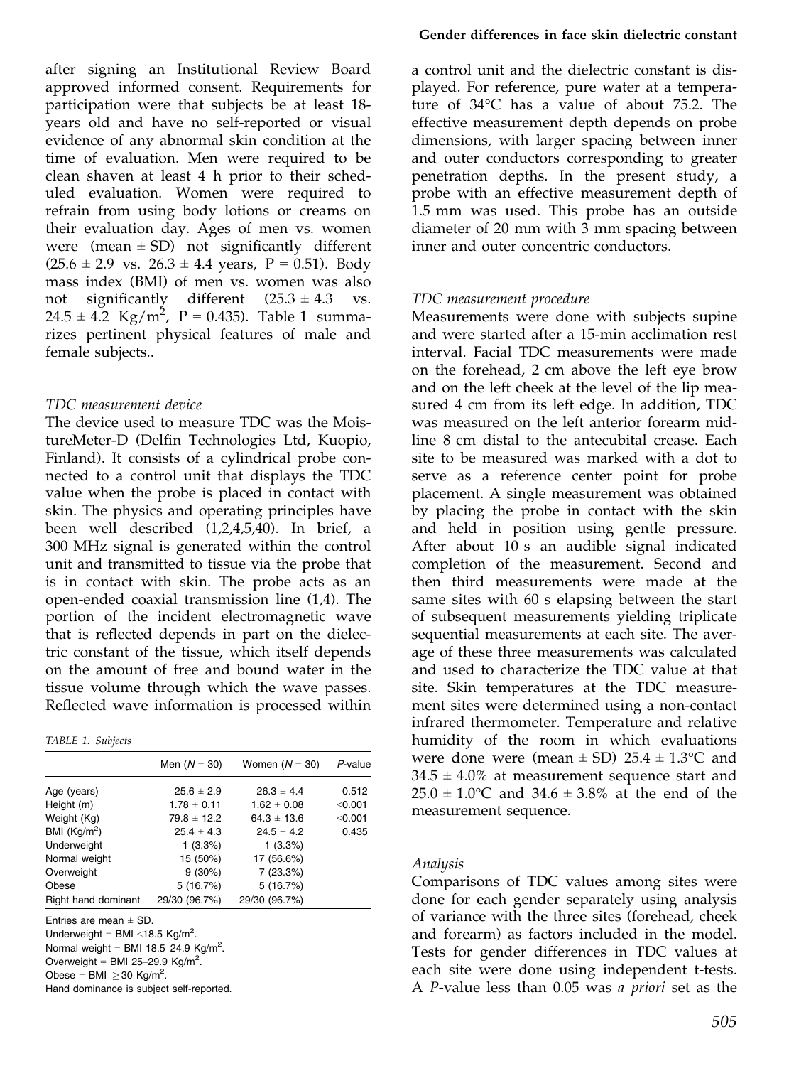after signing an Institutional Review Board approved informed consent. Requirements for participation were that subjects be at least 18-years old and have no self-reported or visual evidence of any abnormal skin condition at the time of evaluation. Men were required to be clean shaven at least 4 h prior to their scheduled evaluation. Women were required to refrain from using body lotions or creams on their evaluation day. Ages of men vs. women were (mean ± SD) not significantly different (25.6 ± 2.9 vs. 26.3 ± 4.4 years, P = 0.51). Body mass index (BMI) of men vs. women was also not significantly different (25.3 ± 4.3 vs. 24.5 ± 4.2 Kg/m$^2$, P = 0.435). Table 1 summarizes pertinent physical features of male and female subjects..

TABLE 1. Subjects

| | Men (N = 30) | Women (N = 30) | P-value |
|---|---|---|---|
| Age (years) | 25.6 ± 2.9 | 26.3 ± 4.4 | 0.512 |
| Height (m) | 1.78 ± 0.11 | 1.62 ± 0.08 | <0.001 |
| Weight (Kg) | 79.8 ± 12.2 | 64.3 ± 13.6 | <0.001 |
| BMI (Kg/m$^2$) | 25.4 ± 4.3 | 24.5 ± 4.2 | 0.435 |
| Underweight | 1 (3.3%) | 1 (3.3%) | |
| Normal weight | 15 (50%) | 17 (56.6%) | |
| Overweight | 9 (30%) | 7 (23.3%) | |
| Obese | 5 (16.7%) | 5 (16.7%) | |
| Right hand dominant | 29/30 (96.7%) | 29/30 (96.7%) | |

Entries are mean ± SD.
Underweight = BMI <18.5 Kg/m$^2$.
Normal weight = BMI 18.5–24.9 Kg/m$^2$.
Overweight = BMI 25–29.9 Kg/m$^2$.
Obese = BMI ≥30 Kg/m$^2$.
Hand dominance is subject self-reported.

### *TDC measurement device*

The device used to measure TDC was the MoistureMeter-D (Delfin Technologies Ltd, Kuopio, Finland). It consists of a cylindrical probe connected to a control unit that displays the TDC value when the probe is placed in contact with skin. The physics and operating principles have been well described (1,2,4,5,40). In brief, a 300 MHz signal is generated within the control unit and transmitted to tissue via the probe that is in contact with skin. The probe acts as an open-ended coaxial transmission line (1,4). The portion of the incident electromagnetic wave that is reflected depends in part on the dielectric constant of the tissue, which itself depends on the amount of free and bound water in the tissue volume through which the wave passes. Reflected wave information is processed within a control unit and the dielectric constant is displayed. For reference, pure water at a temperature of 34°C has a value of about 75.2. The effective measurement depth depends on probe dimensions, with larger spacing between inner and outer conductors corresponding to greater penetration depths. In the present study, a probe with an effective measurement depth of 1.5 mm was used. This probe has an outside diameter of 20 mm with 3 mm spacing between inner and outer concentric conductors.

### *TDC measurement procedure*

Measurements were done with subjects supine and were started after a 15-min acclimation rest interval. Facial TDC measurements were made on the forehead, 2 cm above the left eye brow and on the left cheek at the level of the lip measured 4 cm from its left edge. In addition, TDC was measured on the left anterior forearm midline 8 cm distal to the antecubital crease. Each site to be measured was marked with a dot to serve as a reference center point for probe placement. A single measurement was obtained by placing the probe in contact with the skin and held in position using gentle pressure. After about 10 s an audible signal indicated completion of the measurement. Second and then third measurements were made at the same sites with 60 s elapsing between the start of subsequent measurements yielding triplicate sequential measurements at each site. The average of these three measurements was calculated and used to characterize the TDC value at that site. Skin temperatures at the TDC measurement sites were determined using a non-contact infrared thermometer. Temperature and relative humidity of the room in which evaluations were done were (mean ± SD) 25.4 ± 1.3°C and 34.5 ± 4.0% at measurement sequence start and 25.0 ± 1.0°C and 34.6 ± 3.8% at the end of the measurement sequence.

### *Analysis*

Comparisons of TDC values among sites were done for each gender separately using analysis of variance with the three sites (forehead, cheek and forearm) as factors included in the model. Tests for gender differences in TDC values at each site were done using independent t-tests. A *P*-value less than 0.05 was *a priori* set as the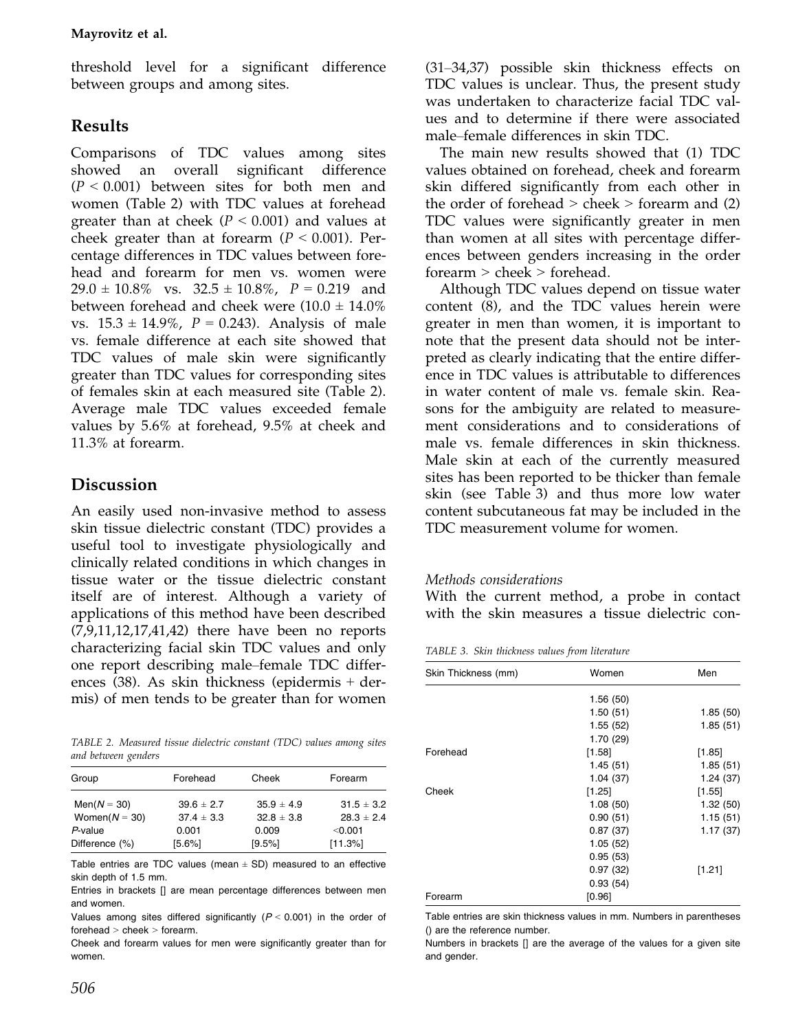threshold level for a significant difference between groups and among sites.

## Results

Comparisons of TDC values among sites showed an overall significant difference ($P < 0.001$) between sites for both men and women (Table 2) with TDC values at forehead greater than at cheek ($P < 0.001$) and values at cheek greater than at forearm ($P < 0.001$). Percentage differences in TDC values between forehead and forearm for men vs. women were 29.0 ± 10.8% vs. 32.5 ± 10.8%, $P = 0.219$ and between forehead and cheek were (10.0 ± 14.0% vs. 15.3 ± 14.9%, $P = 0.243$). Analysis of male vs. female difference at each site showed that TDC values of male skin were significantly greater than TDC values for corresponding sites of females skin at each measured site (Table 2). Average male TDC values exceeded female values by 5.6% at forehead, 9.5% at cheek and 11.3% at forearm.

## Discussion

An easily used non-invasive method to assess skin tissue dielectric constant (TDC) provides a useful tool to investigate physiologically and clinically related conditions in which changes in tissue water or the tissue dielectric constant itself are of interest. Although a variety of applications of this method have been described (7,9,11,12,17,41,42) there have been no reports characterizing facial skin TDC values and only one report describing male–female TDC differences (38). As skin thickness (epidermis + dermis) of men tends to be greater than for women (31–34,37) possible skin thickness effects on TDC values is unclear. Thus, the present study was undertaken to characterize facial TDC values and to determine if there were associated male–female differences in skin TDC.

The main new results showed that (1) TDC values obtained on forehead, cheek and forearm skin differed significantly from each other in the order of forehead > cheek > forearm and (2) TDC values were significantly greater in men than women at all sites with percentage differences between genders increasing in the order forearm > cheek > forehead.

Although TDC values depend on tissue water content (8), and the TDC values herein were greater in men than women, it is important to note that the present data should not be interpreted as clearly indicating that the entire difference in TDC values is attributable to differences in water content of male vs. female skin. Reasons for the ambiguity are related to measurement considerations and to considerations of male vs. female differences in skin thickness. Male skin at each of the currently measured sites has been reported to be thicker than female skin (see Table 3) and thus more low water content subcutaneous fat may be included in the TDC measurement volume for women.

*TABLE 2. Measured tissue dielectric constant (TDC) values among sites and between genders*

| Group | Forehead | Cheek | Forearm |
|---|---|---|---|
| Men($N = 30$) | 39.6 ± 2.7 | 35.9 ± 4.9 | 31.5 ± 3.2 |
| Women($N = 30$) | 37.4 ± 3.3 | 32.8 ± 3.8 | 28.3 ± 2.4 |
| $P$-value | 0.001 | 0.009 | <0.001 |
| Difference (%) | [5.6%] | [9.5%] | [11.3%] |

Table entries are TDC values (mean ± SD) measured to an effective skin depth of 1.5 mm.

Entries in brackets [] are mean percentage differences between men and women.

Values among sites differed significantly ($P < 0.001$) in the order of forehead > cheek > forearm.

Cheek and forearm values for men were significantly greater than for women.

### *Methods considerations*

With the current method, a probe in contact with the skin measures a tissue dielectric con-

*TABLE 3. Skin thickness values from literature*

| Skin Thickness (mm) | Women | Men |
|---|---|---|
| | 1.56 (50) | |
| | 1.50 (51) | 1.85 (50) |
| | 1.55 (52) | 1.85 (51) |
| | 1.70 (29) | |
| Forehead | [1.58] | [1.85] |
| | 1.45 (51) | 1.85 (51) |
| | 1.04 (37) | 1.24 (37) |
| Cheek | [1.25] | [1.55] |
| | 1.08 (50) | 1.32 (50) |
| | 0.90 (51) | 1.15 (51) |
| | 0.87 (37) | 1.17 (37) |
| | 1.05 (52) | |
| | 0.95 (53) | |
| | 0.97 (32) | [1.21] |
| | 0.93 (54) | |
| Forearm | [0.96] | |

Table entries are skin thickness values in mm. Numbers in parentheses () are the reference number.

Numbers in brackets [] are the average of the values for a given site and gender.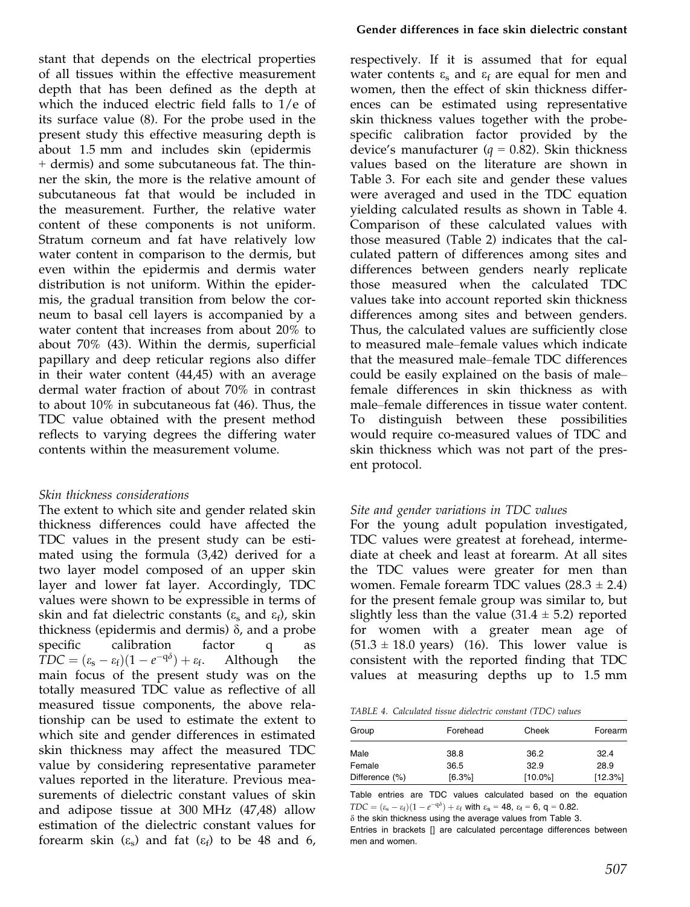stant that depends on the electrical properties of all tissues within the effective measurement depth that has been defined as the depth at which the induced electric field falls to 1/e of its surface value (8). For the probe used in the present study this effective measuring depth is about 1.5 mm and includes skin (epidermis + dermis) and some subcutaneous fat. The thinner the skin, the more is the relative amount of subcutaneous fat that would be included in the measurement. Further, the relative water content of these components is not uniform. Stratum corneum and fat have relatively low water content in comparison to the dermis, but even within the epidermis and dermis water distribution is not uniform. Within the epidermis, the gradual transition from below the corneum to basal cell layers is accompanied by a water content that increases from about 20% to about 70% (43). Within the dermis, superficial papillary and deep reticular regions also differ in their water content (44,45) with an average dermal water fraction of about 70% in contrast to about 10% in subcutaneous fat (46). Thus, the TDC value obtained with the present method reflects to varying degrees the differing water contents within the measurement volume.

*Skin thickness considerations*

The extent to which site and gender related skin thickness differences could have affected the TDC values in the present study can be estimated using the formula (3,42) derived for a two layer model composed of an upper skin layer and lower fat layer. Accordingly, TDC values were shown to be expressible in terms of skin and fat dielectric constants ($\varepsilon_s$ and $\varepsilon_f$), skin thickness (epidermis and dermis) $\delta$, and a probe specific calibration factor q as $TDC = (\varepsilon_s - \varepsilon_f)(1 - e^{-q\delta}) + \varepsilon_f$. Although the main focus of the present study was on the totally measured TDC value as reflective of all measured tissue components, the above relationship can be used to estimate the extent to which site and gender differences in estimated skin thickness may affect the measured TDC value by considering representative parameter values reported in the literature. Previous measurements of dielectric constant values of skin and adipose tissue at 300 MHz (47,48) allow estimation of the dielectric constant values for forearm skin ($\varepsilon_s$) and fat ($\varepsilon_f$) to be 48 and 6, respectively. If it is assumed that for equal water contents $\varepsilon_s$ and $\varepsilon_f$ are equal for men and women, then the effect of skin thickness differences can be estimated using representative skin thickness values together with the probe-specific calibration factor provided by the device's manufacturer ($q = 0.82$). Skin thickness values based on the literature are shown in Table 3. For each site and gender these values were averaged and used in the TDC equation yielding calculated results as shown in Table 4. Comparison of these calculated values with those measured (Table 2) indicates that the calculated pattern of differences among sites and differences between genders nearly replicate those measured when the calculated TDC values take into account reported skin thickness differences among sites and between genders. Thus, the calculated values are sufficiently close to measured male–female values which indicate that the measured male–female TDC differences could be easily explained on the basis of male–female differences in skin thickness as with male–female differences in tissue water content. To distinguish between these possibilities would require co-measured values of TDC and skin thickness which was not part of the present protocol.

*Site and gender variations in TDC values*

For the young adult population investigated, TDC values were greatest at forehead, intermediate at cheek and least at forearm. At all sites the TDC values were greater for men than women. Female forearm TDC values (28.3 ± 2.4) for the present female group was similar to, but slightly less than the value (31.4 ± 5.2) reported for women with a greater mean age of (51.3 ± 18.0 years) (16). This lower value is consistent with the reported finding that TDC values at measuring depths up to 1.5 mm

*TABLE 4. Calculated tissue dielectric constant (TDC) values*

| Group | Forehead | Cheek | Forearm |
|---|---|---|---|
| Male | 38.8 | 36.2 | 32.4 |
| Female | 36.5 | 32.9 | 28.9 |
| Difference (%) | [6.3%] | [10.0%] | [12.3%] |

Table entries are TDC values calculated based on the equation $TDC = (\varepsilon_s - \varepsilon_f)(1 - e^{-q\delta}) + \varepsilon_f$ with $\varepsilon_s = 48$, $\varepsilon_f = 6$, q = 0.82.

$\delta$ the skin thickness using the average values from Table 3.

Entries in brackets [] are calculated percentage differences between men and women.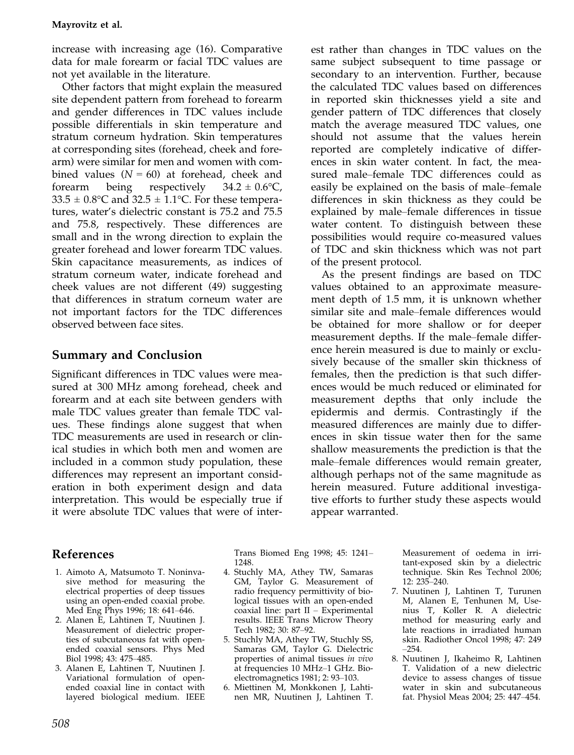increase with increasing age (16). Comparative data for male forearm or facial TDC values are not yet available in the literature.

Other factors that might explain the measured site dependent pattern from forehead to forearm and gender differences in TDC values include possible differentials in skin temperature and stratum corneum hydration. Skin temperatures at corresponding sites (forehead, cheek and forearm) were similar for men and women with combined values ($N = 60$) at forehead, cheek and forearm being respectively 34.2 ± 0.6°C, 33.5 ± 0.8°C and 32.5 ± 1.1°C. For these temperatures, water's dielectric constant is 75.2 and 75.5 and 75.8, respectively. These differences are small and in the wrong direction to explain the greater forehead and lower forearm TDC values. Skin capacitance measurements, as indices of stratum corneum water, indicate forehead and cheek values are not different (49) suggesting that differences in stratum corneum water are not important factors for the TDC differences observed between face sites.

## Summary and Conclusion

Significant differences in TDC values were measured at 300 MHz among forehead, cheek and forearm and at each site between genders with male TDC values greater than female TDC values. These findings alone suggest that when TDC measurements are used in research or clinical studies in which both men and women are included in a common study population, these differences may represent an important consideration in both experiment design and data interpretation. This would be especially true if it were absolute TDC values that were of interest rather than changes in TDC values on the same subject subsequent to time passage or secondary to an intervention. Further, because the calculated TDC values based on differences in reported skin thicknesses yield a site and gender pattern of TDC differences that closely match the average measured TDC values, one should not assume that the values herein reported are completely indicative of differences in skin water content. In fact, the measured male–female TDC differences could as easily be explained on the basis of male–female differences in skin thickness as they could be explained by male–female differences in tissue water content. To distinguish between these possibilities would require co-measured values of TDC and skin thickness which was not part of the present protocol.

As the present findings are based on TDC values obtained to an approximate measurement depth of 1.5 mm, it is unknown whether similar site and male–female differences would be obtained for more shallow or for deeper measurement depths. If the male–female difference herein measured is due to mainly or exclusively because of the smaller skin thickness of females, then the prediction is that such differences would be much reduced or eliminated for measurement depths that only include the epidermis and dermis. Contrastingly if the measured differences are mainly due to differences in skin tissue water then for the same shallow measurements the prediction is that the male–female differences would remain greater, although perhaps not of the same magnitude as herein measured. Future additional investigative efforts to further study these aspects would appear warranted.

## References

1. Aimoto A, Matsumoto T. Noninvasive method for measuring the electrical properties of deep tissues using an open-ended coaxial probe. Med Eng Phys 1996; 18: 641–646.
2. Alanen E, Lahtinen T, Nuutinen J. Measurement of dielectric properties of subcutaneous fat with open-ended coaxial sensors. Phys Med Biol 1998; 43: 475–485.
3. Alanen E, Lahtinen T, Nuutinen J. Variational formulation of open-ended coaxial line in contact with layered biological medium. IEEE Trans Biomed Eng 1998; 45: 1241–1248.
4. Stuchly MA, Athey TW, Samaras GM, Taylor G. Measurement of radio frequency permittivity of biological tissues with an open-ended coaxial line: part II – Experimental results. IEEE Trans Microw Theory Tech 1982; 30: 87–92.
5. Stuchly MA, Athey TW, Stuchly SS, Samaras GM, Taylor G. Dielectric properties of animal tissues *in vivo* at frequencies 10 MHz–1 GHz. Bioelectromagnetics 1981; 2: 93–103.
6. Miettinen M, Monkkonen J, Lahtinen MR, Nuutinen J, Lahtinen T. Measurement of oedema in irritant-exposed skin by a dielectric technique. Skin Res Technol 2006; 12: 235–240.
7. Nuutinen J, Lahtinen T, Turunen M, Alanen E, Tenhunen M, Usenius T, Koller R. A dielectric method for measuring early and late reactions in irradiated human skin. Radiother Oncol 1998; 47: 249–254.
8. Nuutinen J, Ikaheimo R, Lahtinen T. Validation of a new dielectric device to assess changes of tissue water in skin and subcutaneous fat. Physiol Meas 2004; 25: 447–454.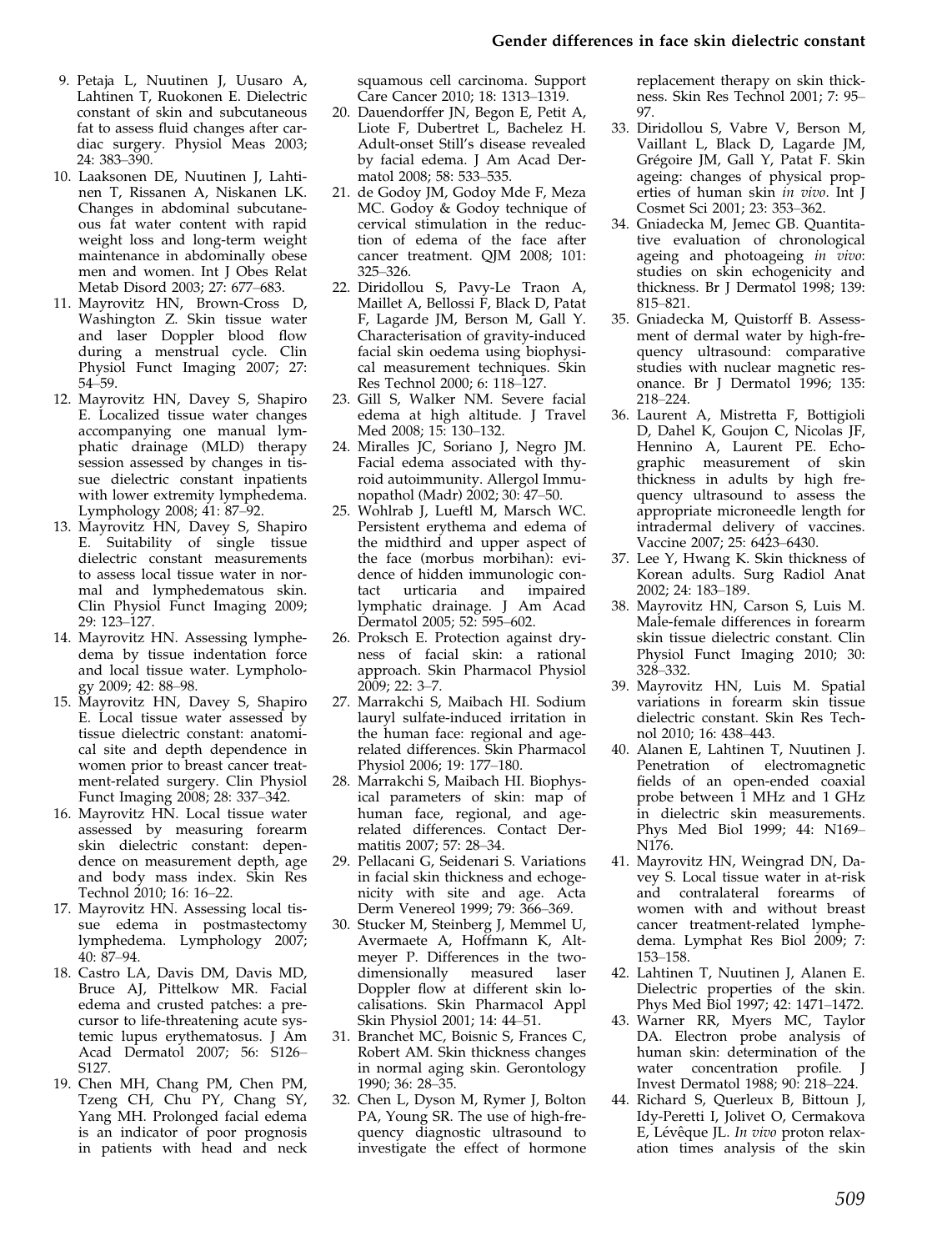9. Petaja L, Nuutinen J, Uusaro A, Lahtinen T, Ruokonen E. Dielectric constant of skin and subcutaneous fat to assess fluid changes after cardiac surgery. Physiol Meas 2003; 24: 383–390.
10. Laaksonen DE, Nuutinen J, Lahtinen T, Rissanen A, Niskanen LK. Changes in abdominal subcutaneous fat water content with rapid weight loss and long-term weight maintenance in abdominally obese men and women. Int J Obes Relat Metab Disord 2003; 27: 677–683.
11. Mayrovitz HN, Brown-Cross D, Washington Z. Skin tissue water and laser Doppler blood flow during a menstrual cycle. Clin Physiol Funct Imaging 2007; 27: 54–59.
12. Mayrovitz HN, Davey S, Shapiro E. Localized tissue water changes accompanying one manual lymphatic drainage (MLD) therapy session assessed by changes in tissue dielectric constant inpatients with lower extremity lymphedema. Lymphology 2008; 41: 87–92.
13. Mayrovitz HN, Davey S, Shapiro E. Suitability of single tissue dielectric constant measurements to assess local tissue water in normal and lymphedematous skin. Clin Physiol Funct Imaging 2009; 29: 123–127.
14. Mayrovitz HN. Assessing lymphedema by tissue indentation force and local tissue water. Lymphology 2009; 42: 88–98.
15. Mayrovitz HN, Davey S, Shapiro E. Local tissue water assessed by tissue dielectric constant: anatomical site and depth dependence in women prior to breast cancer treatment-related surgery. Clin Physiol Funct Imaging 2008; 28: 337–342.
16. Mayrovitz HN. Local tissue water assessed by measuring forearm skin dielectric constant: dependence on measurement depth, age and body mass index. Skin Res Technol 2010; 16: 16–22.
17. Mayrovitz HN. Assessing local tissue edema in postmastectomy lymphedema. Lymphology 2007; 40: 87–94.
18. Castro LA, Davis DM, Davis MD, Bruce AJ, Pittelkow MR. Facial edema and crusted patches: a precursor to life-threatening acute systemic lupus erythematosus. J Am Acad Dermatol 2007; 56: S126–S127.
19. Chen MH, Chang PM, Chen PM, Tzeng CH, Chu PY, Chang SY, Yang MH. Prolonged facial edema is an indicator of poor prognosis in patients with head and neck squamous cell carcinoma. Support Care Cancer 2010; 18: 1313–1319.
20. Dauendorffer JN, Begon E, Petit A, Liote F, Dubertret L, Bachelez H. Adult-onset Still's disease revealed by facial edema. J Am Acad Dermatol 2008; 58: 533–535.
21. de Godoy JM, Godoy Mde F, Meza MC. Godoy & Godoy technique of cervical stimulation in the reduction of edema of the face after cancer treatment. QJM 2008; 101: 325–326.
22. Diridollou S, Pavy-Le Traon A, Maillet A, Bellossi F, Black D, Patat F, Lagarde JM, Berson M, Gall Y. Characterisation of gravity-induced facial skin oedema using biophysical measurement techniques. Skin Res Technol 2000; 6: 118–127.
23. Gill S, Walker NM. Severe facial edema at high altitude. J Travel Med 2008; 15: 130–132.
24. Miralles JC, Soriano J, Negro JM. Facial edema associated with thyroid autoimmunity. Allergol Immunopathol (Madr) 2002; 30: 47–50.
25. Wohlrab J, Lueftl M, Marsch WC. Persistent erythema and edema of the midthird and upper aspect of the face (morbus morbihan): evidence of hidden immunologic contact urticaria and impaired lymphatic drainage. J Am Acad Dermatol 2005; 52: 595–602.
26. Proksch E. Protection against dryness of facial skin: a rational approach. Skin Pharmacol Physiol 2009; 22: 3–7.
27. Marrakchi S, Maibach HI. Sodium lauryl sulfate-induced irritation in the human face: regional and age-related differences. Skin Pharmacol Physiol 2006; 19: 177–180.
28. Marrakchi S, Maibach HI. Biophysical parameters of skin: map of human face, regional, and age-related differences. Contact Dermatitis 2007; 57: 28–34.
29. Pellacani G, Seidenari S. Variations in facial skin thickness and echogenicity with site and age. Acta Derm Venereol 1999; 79: 366–369.
30. Stucker M, Steinberg J, Memmel U, Avermaete A, Hoffmann K, Altmeyer P. Differences in the two-dimensionally measured laser Doppler flow at different skin localisations. Skin Pharmacol Appl Skin Physiol 2001; 14: 44–51.
31. Branchet MC, Boisnic S, Frances C, Robert AM. Skin thickness changes in normal aging skin. Gerontology 1990; 36: 28–35.
32. Chen L, Dyson M, Rymer J, Bolton PA, Young SR. The use of high-frequency diagnostic ultrasound to investigate the effect of hormone replacement therapy on skin thickness. Skin Res Technol 2001; 7: 95–97.
33. Diridollou S, Vabre V, Berson M, Vaillant L, Black D, Lagarde JM, Grégoire JM, Gall Y, Patat F. Skin ageing: changes of physical properties of human skin *in vivo*. Int J Cosmet Sci 2001; 23: 353–362.
34. Gniadecka M, Jemec GB. Quantitative evaluation of chronological ageing and photoageing *in vivo*: studies on skin echogenicity and thickness. Br J Dermatol 1998; 139: 815–821.
35. Gniadecka M, Quistorff B. Assessment of dermal water by high-frequency ultrasound: comparative studies with nuclear magnetic resonance. Br J Dermatol 1996; 135: 218–224.
36. Laurent A, Mistretta F, Bottigioli D, Dahel K, Goujon C, Nicolas JF, Hennino A, Laurent PE. Echographic measurement of skin thickness in adults by high frequency ultrasound to assess the appropriate microneedle length for intradermal delivery of vaccines. Vaccine 2007; 25: 6423–6430.
37. Lee Y, Hwang K. Skin thickness of Korean adults. Surg Radiol Anat 2002; 24: 183–189.
38. Mayrovitz HN, Carson S, Luis M. Male-female differences in forearm skin tissue dielectric constant. Clin Physiol Funct Imaging 2010; 30: 328–332.
39. Mayrovitz HN, Luis M. Spatial variations in forearm skin tissue dielectric constant. Skin Res Technol 2010; 16: 438–443.
40. Alanen E, Lahtinen T, Nuutinen J. Penetration of electromagnetic fields of an open-ended coaxial probe between 1 MHz and 1 GHz in dielectric skin measurements. Phys Med Biol 1999; 44: N169–N176.
41. Mayrovitz HN, Weingrad DN, Davey S. Local tissue water in at-risk and contralateral forearms of women with and without breast cancer treatment-related lymphedema. Lymphat Res Biol 2009; 7: 153–158.
42. Lahtinen T, Nuutinen J, Alanen E. Dielectric properties of the skin. Phys Med Biol 1997; 42: 1471–1472.
43. Warner RR, Myers MC, Taylor DA. Electron probe analysis of human skin: determination of the water concentration profile. J Invest Dermatol 1988; 90: 218–224.
44. Richard S, Querleux B, Bittoun J, Idy-Peretti I, Jolivet O, Cermakova E, Lévêque JL. *In vivo* proton relaxation times analysis of the skin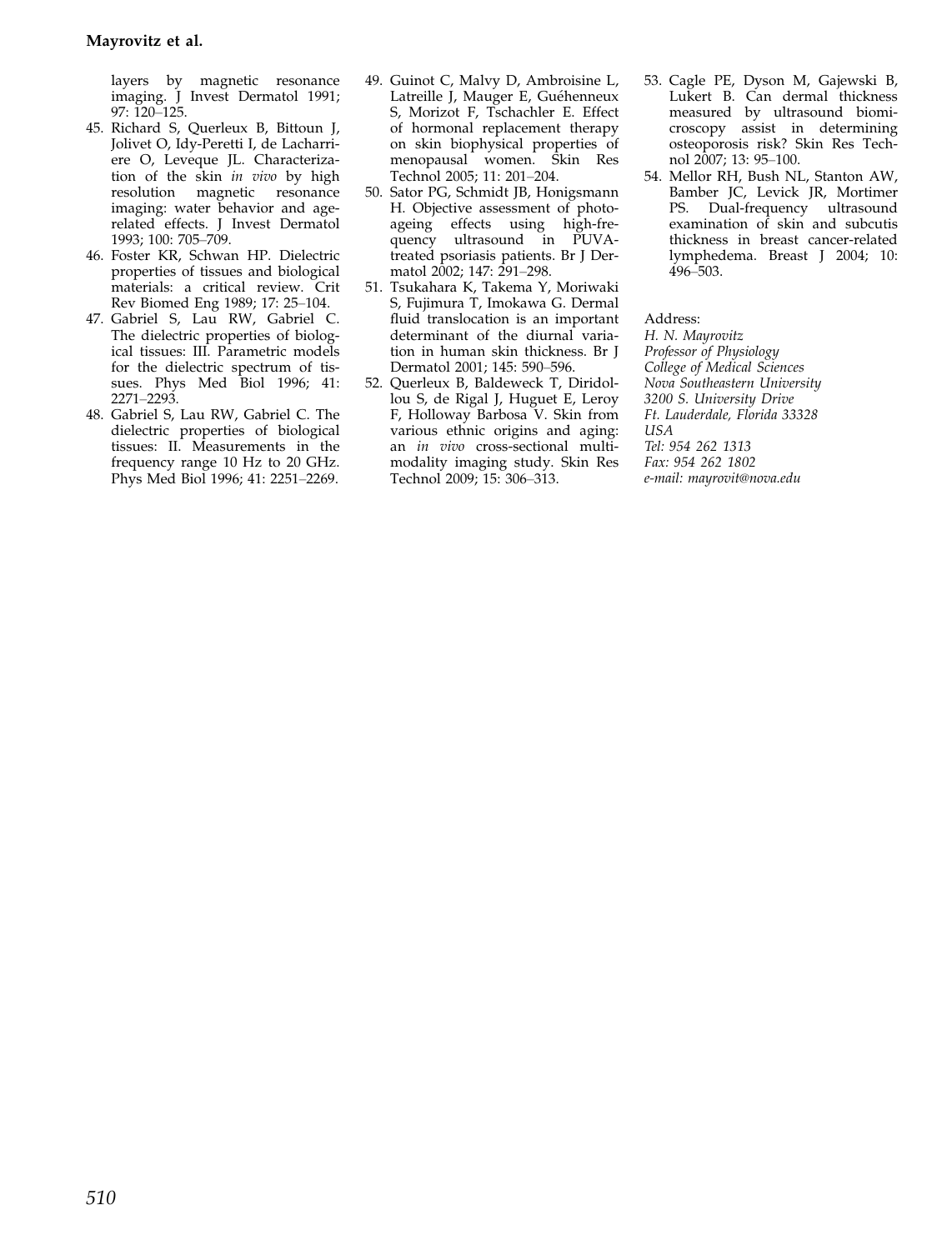layers by magnetic resonance imaging. J Invest Dermatol 1991; 97: 120–125.

45. Richard S, Querleux B, Bittoun J, Jolivet O, Idy-Peretti I, de Lacharriere O, Leveque JL. Characterization of the skin *in vivo* by high resolution magnetic resonance imaging: water behavior and age-related effects. J Invest Dermatol 1993; 100: 705–709.
46. Foster KR, Schwan HP. Dielectric properties of tissues and biological materials: a critical review. Crit Rev Biomed Eng 1989; 17: 25–104.
47. Gabriel S, Lau RW, Gabriel C. The dielectric properties of biological tissues: III. Parametric models for the dielectric spectrum of tissues. Phys Med Biol 1996; 41: 2271–2293.
48. Gabriel S, Lau RW, Gabriel C. The dielectric properties of biological tissues: II. Measurements in the frequency range 10 Hz to 20 GHz. Phys Med Biol 1996; 41: 2251–2269.
49. Guinot C, Malvy D, Ambroisine L, Latreille J, Mauger E, Guéhenneux S, Morizot F, Tschachler E. Effect of hormonal replacement therapy on skin biophysical properties of menopausal women. Skin Res Technol 2005; 11: 201–204.
50. Sator PG, Schmidt JB, Honigsmann H. Objective assessment of photoageing effects using high-frequency ultrasound in PUVA-treated psoriasis patients. Br J Dermatol 2002; 147: 291–298.
51. Tsukahara K, Takema Y, Moriwaki S, Fujimura T, Imokawa G. Dermal fluid translocation is an important determinant of the diurnal variation in human skin thickness. Br J Dermatol 2001; 145: 590–596.
52. Querleux B, Baldeweck T, Diridollou S, de Rigal J, Huguet E, Leroy F, Holloway Barbosa V. Skin from various ethnic origins and aging: an *in vivo* cross-sectional multimodality imaging study. Skin Res Technol 2009; 15: 306–313.
53. Cagle PE, Dyson M, Gajewski B, Lukert B. Can dermal thickness measured by ultrasound biomicroscopy assist in determining osteoporosis risk? Skin Res Technol 2007; 13: 95–100.
54. Mellor RH, Bush NL, Stanton AW, Bamber JC, Levick JR, Mortimer PS. Dual-frequency ultrasound examination of skin and subcutis thickness in breast cancer-related lymphedema. Breast J 2004; 10: 496–503.

Address:
*H. N. Mayrovitz*
*Professor of Physiology*
*College of Medical Sciences*
*Nova Southeastern University*
*3200 S. University Drive*
*Ft. Lauderdale, Florida 33328*
*USA*
*Tel: 954 262 1313*
*Fax: 954 262 1802*
*e-mail: mayrovit@nova.edu*